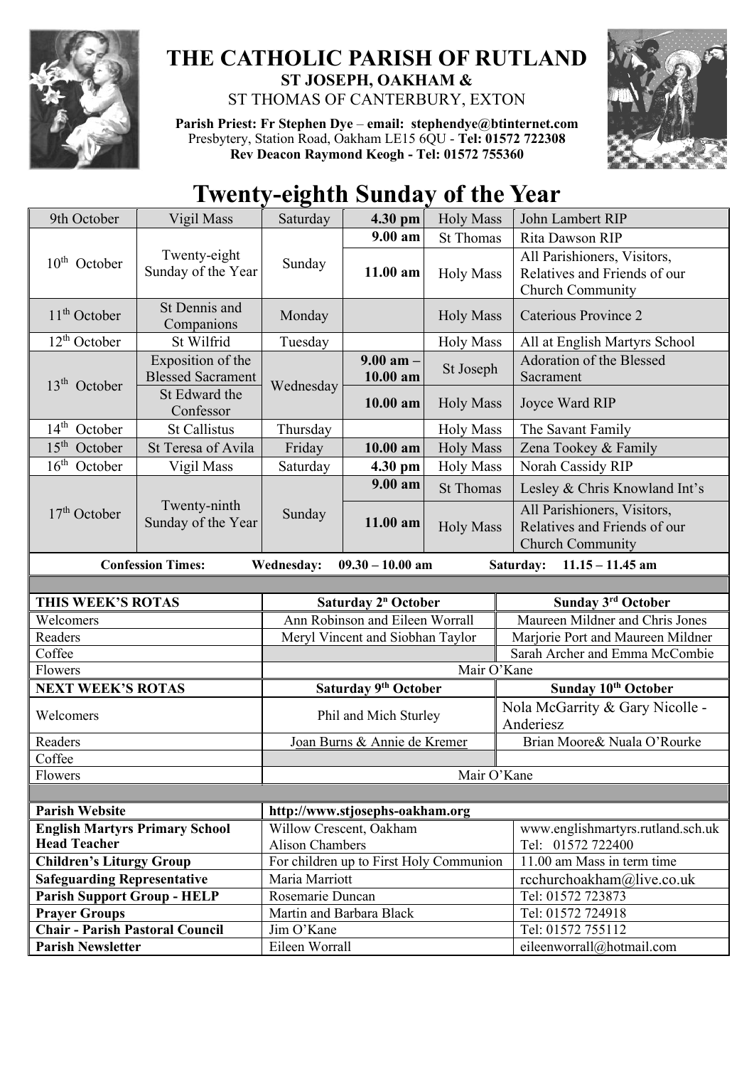# THE CATHOLIC PARISH OF RUTLAND

**ST JOSEPH, OAKHAM &**

ST THOMAS OF CANTERBURY, EXTON

**Parish Priest: Fr Stephen Dye** – **email: stephendye@btinternet.com**
Presbytery, Station Road, Oakham LE15 6QU - **Tel: 01572 722308**
**Rev Deacon Raymond Keogh - Tel: 01572 755360**

# Twenty-eighth Sunday of the Year

| 9th October | Vigil Mass | Saturday | **4.30 pm** | Holy Mass | John Lambert RIP |
|---|---|---|---|---|---|
| 10th October | Twenty-eight Sunday of the Year | Sunday | **9.00 am** | St Thomas | Rita Dawson RIP |
| | | | **11.00 am** | Holy Mass | All Parishioners, Visitors, Relatives and Friends of our Church Community |
| 11th October | St Dennis and Companions | Monday | | Holy Mass | Caterious Province 2 |
| 12th October | St Wilfrid | Tuesday | | Holy Mass | All at English Martyrs School |
| 13th October | Exposition of the Blessed Sacrament | Wednesday | **9.00 am – 10.00 am** | St Joseph | Adoration of the Blessed Sacrament |
| | St Edward the Confessor | | **10.00 am** | Holy Mass | Joyce Ward RIP |
| 14th October | St Callistus | Thursday | | Holy Mass | The Savant Family |
| 15th October | St Teresa of Avila | Friday | **10.00 am** | Holy Mass | Zena Tookey & Family |
| 16th October | Vigil Mass | Saturday | **4.30 pm** | Holy Mass | Norah Cassidy RIP |
| 17th October | Twenty-ninth Sunday of the Year | Sunday | **9.00 am** | St Thomas | Lesley & Chris Knowland Int's |
| | | | **11.00 am** | Holy Mass | All Parishioners, Visitors, Relatives and Friends of our Church Community |

**Confession Times: Wednesday: 09.30 – 10.00 am Saturday: 11.15 – 11.45 am**

| **THIS WEEK'S ROTAS** | **Saturday 2n October** | **Sunday 3rd October** |
|---|---|---|
| Welcomers | Ann Robinson and Eileen Worrall | Maureen Mildner and Chris Jones |
| Readers | Meryl Vincent and Siobhan Taylor | Marjorie Port and Maureen Mildner |
| Coffee | | Sarah Archer and Emma McCombie |
| Flowers | Mair O'Kane | |
| **NEXT WEEK'S ROTAS** | **Saturday 9th October** | **Sunday 10th October** |
| Welcomers | Phil and Mich Sturley | Nola McGarrity & Gary Nicolle - Anderiesz |
| Readers | Joan Burns & Annie de Kremer | Brian Moore& Nuala O'Rourke |
| Coffee | | |
| Flowers | Mair O'Kane | |

| **Parish Website** | http://www.stjosephs-oakham.org | |
|---|---|---|
| **English Martyrs Primary School Head Teacher** | Willow Crescent, Oakham<br>Alison Chambers | www.englishmartyrs.rutland.sch.uk<br>Tel: 01572 722400 |
| **Children's Liturgy Group** | For children up to First Holy Communion | 11.00 am Mass in term time |
| **Safeguarding Representative** | Maria Marriott | rcchurchoakham@live.co.uk |
| **Parish Support Group - HELP** | Rosemarie Duncan | Tel: 01572 723873 |
| **Prayer Groups** | Martin and Barbara Black | Tel: 01572 724918 |
| **Chair - Parish Pastoral Council** | Jim O'Kane | Tel: 01572 755112 |
| **Parish Newsletter** | Eileen Worrall | eileenworrall@hotmail.com |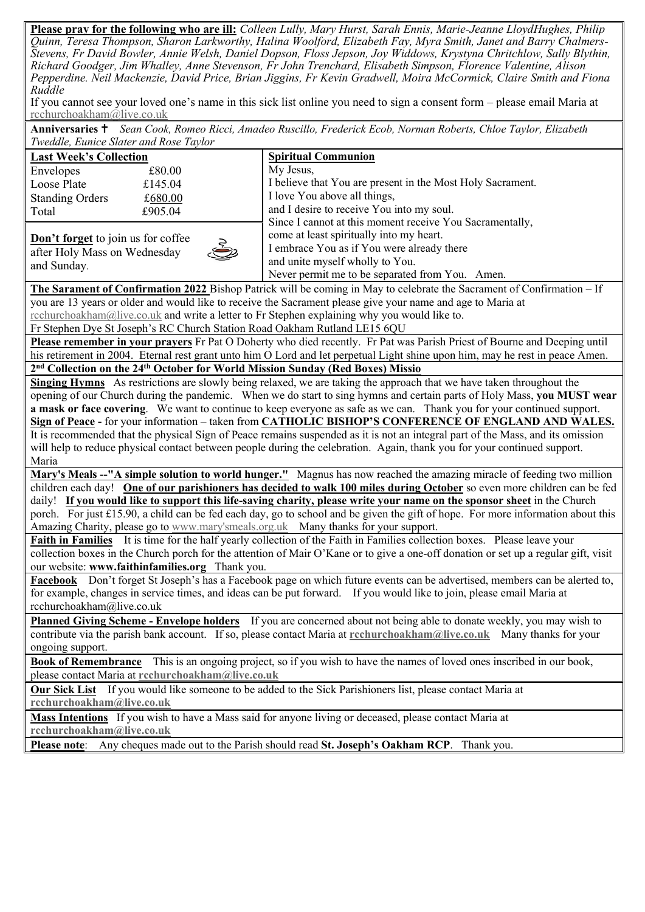**Please pray for the following who are ill:** *Colleen Lully, Mary Hurst, Sarah Ennis, Marie-Jeanne LloydHughes, Philip Quinn, Teresa Thompson, Sharon Larkworthy, Halina Woolford, Elizabeth Fay, Myra Smith, Janet and Barry Chalmers-Stevens, Fr David Bowler, Annie Welsh, Daniel Dopson, Floss Jepson, Joy Widdows, Krystyna Chritchlow, Sally Blythin, Richard Goodger, Jim Whalley, Anne Stevenson, Fr John Trenchard, Elisabeth Simpson, Florence Valentine, Alison Pepperdine. Neil Mackenzie, David Price, Brian Jiggins, Fr Kevin Gradwell, Moira McCormick, Claire Smith and Fiona Ruddle*

If you cannot see your loved one's name in this sick list online you need to sign a consent form – please email Maria at rcchurchoakham@live.co.uk

**Anniversaries ✝** *Sean Cook, Romeo Ricci, Amadeo Ruscillo, Frederick Ecob, Norman Roberts, Chloe Taylor, Elizabeth Tweddle, Eunice Slater and Rose Taylor*

**Last Week's Collection**

| | |
|---|---|
| Envelopes | £80.00 |
| Loose Plate | £145.04 |
| Standing Orders | £680.00 |
| Total | £905.04 |

**Don't forget** to join us for coffee after Holy Mass on Wednesday and Sunday.

**Spiritual Communion**

My Jesus,
I believe that You are present in the Most Holy Sacrament.
I love You above all things,
and I desire to receive You into my soul.
Since I cannot at this moment receive You Sacramentally,
come at least spiritually into my heart.
I embrace You as if You were already there
and unite myself wholly to You.
Never permit me to be separated from You. Amen.

**The Sarament of Confirmation 2022** Bishop Patrick will be coming in May to celebrate the Sacrament of Confirmation – If you are 13 years or older and would like to receive the Sacrament please give your name and age to Maria at rcchurchoakham@live.co.uk and write a letter to Fr Stephen explaining why you would like to.
Fr Stephen Dye St Joseph's RC Church Station Road Oakham Rutland LE15 6QU

**Please remember in your prayers** Fr Pat O Doherty who died recently. Fr Pat was Parish Priest of Bourne and Deeping until his retirement in 2004. Eternal rest grant unto him O Lord and let perpetual Light shine upon him, may he rest in peace Amen.

**2nd Collection on the 24th October for World Mission Sunday (Red Boxes) Missio**

**Singing Hymns** As restrictions are slowly being relaxed, we are taking the approach that we have taken throughout the opening of our Church during the pandemic. When we do start to sing hymns and certain parts of Holy Mass, **you MUST wear a mask or face covering**. We want to continue to keep everyone as safe as we can. Thank you for your continued support.

**Sign of Peace -** for your information – taken from **CATHOLIC BISHOP'S CONFERENCE OF ENGLAND AND WALES.** It is recommended that the physical Sign of Peace remains suspended as it is not an integral part of the Mass, and its omission will help to reduce physical contact between people during the celebration. Again, thank you for your continued support. Maria

**Mary's Meals --"A simple solution to world hunger."** Magnus has now reached the amazing miracle of feeding two million children each day! **One of our parishioners has decided to walk 100 miles during October** so even more children can be fed daily! **If you would like to support this life-saving charity, please write your name on the sponsor sheet** in the Church porch. For just £15.90, a child can be fed each day, go to school and be given the gift of hope. For more information about this Amazing Charity, please go to www.mary'smeals.org.uk Many thanks for your support.

**Faith in Families** It is time for the half yearly collection of the Faith in Families collection boxes. Please leave your collection boxes in the Church porch for the attention of Mair O'Kane or to give a one-off donation or set up a regular gift, visit our website: **www.faithinfamilies.org** Thank you.

**Facebook** Don't forget St Joseph's has a Facebook page on which future events can be advertised, members can be alerted to, for example, changes in service times, and ideas can be put forward. If you would like to join, please email Maria at rcchurchoakham@live.co.uk

**Planned Giving Scheme - Envelope holders** If you are concerned about not being able to donate weekly, you may wish to contribute via the parish bank account. If so, please contact Maria at **rcchurchoakham@live.co.uk** Many thanks for your ongoing support.

**Book of Remembrance** This is an ongoing project, so if you wish to have the names of loved ones inscribed in our book, please contact Maria at **rcchurchoakham@live.co.uk**

**Our Sick List** If you would like someone to be added to the Sick Parishioners list, please contact Maria at **rcchurchoakham@live.co.uk**

**Mass Intentions** If you wish to have a Mass said for anyone living or deceased, please contact Maria at **rcchurchoakham@live.co.uk**

**Please note**: Any cheques made out to the Parish should read **St. Joseph's Oakham RCP**. Thank you.